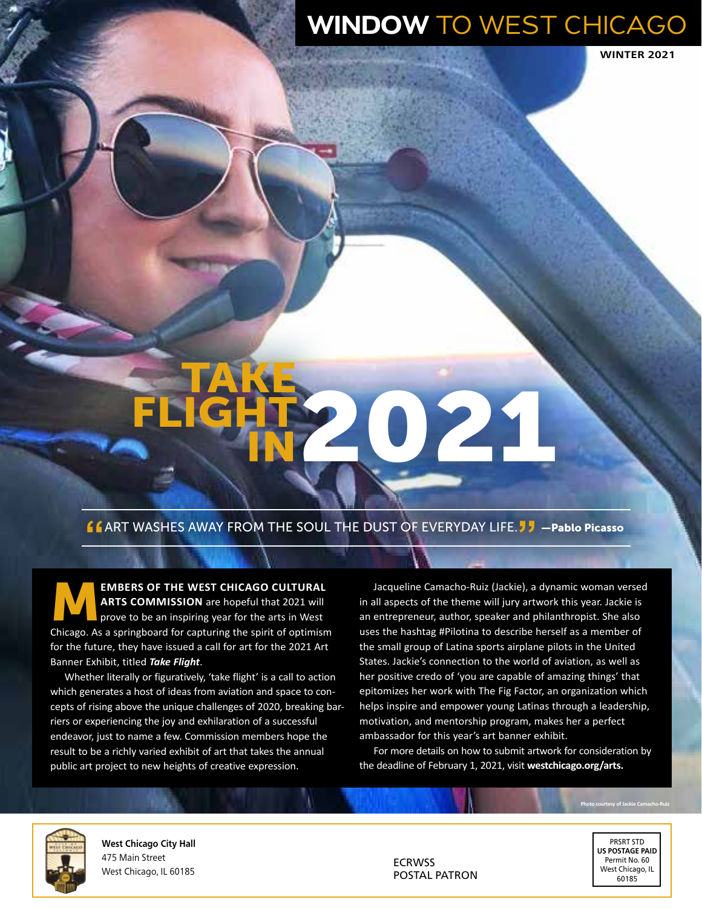# WINDOW TO WEST CHICAGO

**WINTER 2021**

# TAKE FLIGHT IN 2021

"ART WASHES AWAY FROM THE SOUL THE DUST OF EVERYDAY LIFE." —**Pablo Picasso**

**MEMBERS OF THE WEST CHICAGO CULTURAL ARTS COMMISSION** are hopeful that 2021 will prove to be an inspiring year for the arts in West Chicago. As a springboard for capturing the spirit of optimism for the future, they have issued a call for art for the 2021 Art Banner Exhibit, titled ***Take Flight***.

Whether literally or figuratively, 'take flight' is a call to action which generates a host of ideas from aviation and space to concepts of rising above the unique challenges of 2020, breaking barriers or experiencing the joy and exhilaration of a successful endeavor, just to name a few. Commission members hope the result to be a richly varied exhibit of art that takes the annual public art project to new heights of creative expression.

Jacqueline Camacho-Ruiz (Jackie), a dynamic woman versed in all aspects of the theme will jury artwork this year. Jackie is an entrepreneur, author, speaker and philanthropist. She also uses the hashtag #Pilotina to describe herself as a member of the small group of Latina sports airplane pilots in the United States. Jackie's connection to the world of aviation, as well as her positive credo of 'you are capable of amazing things' that epitomizes her work with The Fig Factor, an organization which helps inspire and empower young Latinas through a leadership, motivation, and mentorship program, makes her a perfect ambassador for this year's art banner exhibit.

For more details on how to submit artwork for consideration by the deadline of February 1, 2021, visit **westchicago.org/arts.**

Photo courtesy of Jackie Camacho-Ruiz

**West Chicago City Hall**
475 Main Street
West Chicago, IL 60185

ECRWSS
POSTAL PATRON

PRSRT STD
**US POSTAGE PAID**
Permit No. 60
West Chicago, IL
60185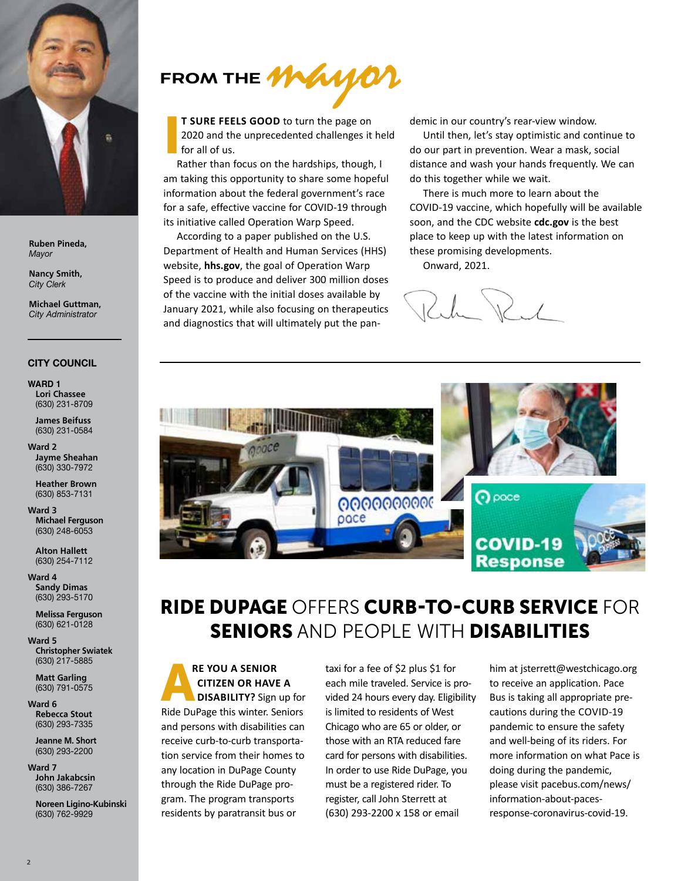Ruben Pineda,
*Mayor*

Nancy Smith,
*City Clerk*

Michael Guttman,
*City Administrator*

## CITY COUNCIL

**WARD 1**
**Lori Chassee**
(630) 231-8709

**James Beifuss**
(630) 231-0584

**Ward 2**
**Jayme Sheahan**
(630) 330-7972

**Heather Brown**
(630) 853-7131

**Ward 3**
**Michael Ferguson**
(630) 248-6053

**Alton Hallett**
(630) 254-7112

**Ward 4**
**Sandy Dimas**
(630) 293-5170

**Melissa Ferguson**
(630) 621-0128

**Ward 5**
**Christopher Swiatek**
(630) 217-5885

**Matt Garling**
(630) 791-0575

**Ward 6**
**Rebecca Stout**
(630) 293-7335

**Jeanne M. Short**
(630) 293-2200

**Ward 7**
**John Jakabcsin**
(630) 386-7267

**Noreen Ligino-Kubinski**
(630) 762-9929

# FROM THE *mayor*

**IT SURE FEELS GOOD** to turn the page on 2020 and the unprecedented challenges it held for all of us.

Rather than focus on the hardships, though, I am taking this opportunity to share some hopeful information about the federal government's race for a safe, effective vaccine for COVID-19 through its initiative called Operation Warp Speed.

According to a paper published on the U.S. Department of Health and Human Services (HHS) website, **hhs.gov**, the goal of Operation Warp Speed is to produce and deliver 300 million doses of the vaccine with the initial doses available by January 2021, while also focusing on therapeutics and diagnostics that will ultimately put the pandemic in our country's rear-view window.

Until then, let's stay optimistic and continue to do our part in prevention. Wear a mask, social distance and wash your hands frequently. We can do this together while we wait.

There is much more to learn about the COVID-19 vaccine, which hopefully will be available soon, and the CDC website **cdc.gov** is the best place to keep up with the latest information on these promising developments.

Onward, 2021.

# RIDE DUPAGE OFFERS CURB-TO-CURB SERVICE FOR SENIORS AND PEOPLE WITH DISABILITIES

**ARE YOU A SENIOR CITIZEN OR HAVE A DISABILITY?** Sign up for Ride DuPage this winter. Seniors and persons with disabilities can receive curb-to-curb transportation service from their homes to any location in DuPage County through the Ride DuPage program. The program transports residents by paratransit bus or taxi for a fee of $2 plus $1 for each mile traveled. Service is provided 24 hours every day. Eligibility is limited to residents of West Chicago who are 65 or older, or those with an RTA reduced fare card for persons with disabilities. In order to use Ride DuPage, you must be a registered rider. To register, call John Sterrett at (630) 293-2200 x 158 or email him at jsterrett@westchicago.org to receive an application. Pace Bus is taking all appropriate precautions during the COVID-19 pandemic to ensure the safety and well-being of its riders. For more information on what Pace is doing during the pandemic, please visit pacebus.com/news/information-about-paces-response-coronavirus-covid-19.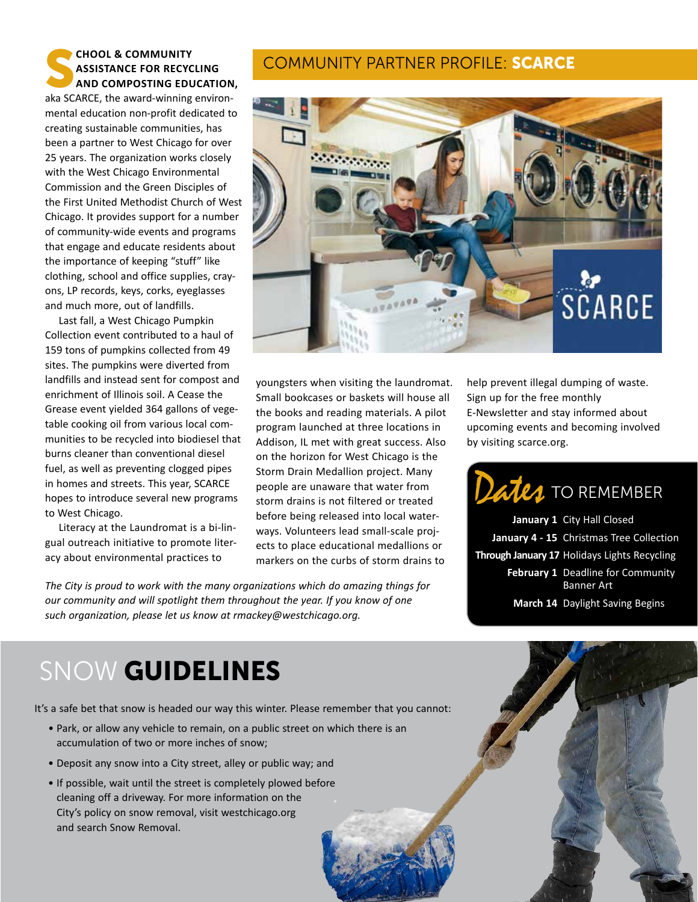## COMMUNITY PARTNER PROFILE: SCARCE

**SCHOOL & COMMUNITY ASSISTANCE FOR RECYCLING AND COMPOSTING EDUCATION,** aka SCARCE, the award-winning environmental education non-profit dedicated to creating sustainable communities, has been a partner to West Chicago for over 25 years. The organization works closely with the West Chicago Environmental Commission and the Green Disciples of the First United Methodist Church of West Chicago. It provides support for a number of community-wide events and programs that engage and educate residents about the importance of keeping "stuff" like clothing, school and office supplies, crayons, LP records, keys, corks, eyeglasses and much more, out of landfills.

Last fall, a West Chicago Pumpkin Collection event contributed to a haul of 159 tons of pumpkins collected from 49 sites. The pumpkins were diverted from landfills and instead sent for compost and enrichment of Illinois soil. A Cease the Grease event yielded 364 gallons of vegetable cooking oil from various local communities to be recycled into biodiesel that burns cleaner than conventional diesel fuel, as well as preventing clogged pipes in homes and streets. This year, SCARCE hopes to introduce several new programs to West Chicago.

Literacy at the Laundromat is a bi-lingual outreach initiative to promote literacy about environmental practices to youngsters when visiting the laundromat. Small bookcases or baskets will house all the books and reading materials. A pilot program launched at three locations in Addison, IL met with great success. Also on the horizon for West Chicago is the Storm Drain Medallion project. Many people are unaware that water from storm drains is not filtered or treated before being released into local waterways. Volunteers lead small-scale projects to place educational medallions or markers on the curbs of storm drains to help prevent illegal dumping of waste. Sign up for the free monthly E-Newsletter and stay informed about upcoming events and becoming involved by visiting scarce.org.

*The City is proud to work with the many organizations which do amazing things for our community and will spotlight them throughout the year. If you know of one such organization, please let us know at rmackey@westchicago.org.*

## Dates TO REMEMBER

| | |
|---|---|
| **January 1** | City Hall Closed |
| **January 4 - 15** | Christmas Tree Collection |
| **Through January 17** | Holidays Lights Recycling |
| **February 1** | Deadline for Community Banner Art |
| **March 14** | Daylight Saving Begins |

## SNOW **GUIDELINES**

It's a safe bet that snow is headed our way this winter. Please remember that you cannot:

- Park, or allow any vehicle to remain, on a public street on which there is an accumulation of two or more inches of snow;
- Deposit any snow into a City street, alley or public way; and
- If possible, wait until the street is completely plowed before cleaning off a driveway. For more information on the City's policy on snow removal, visit westchicago.org and search Snow Removal.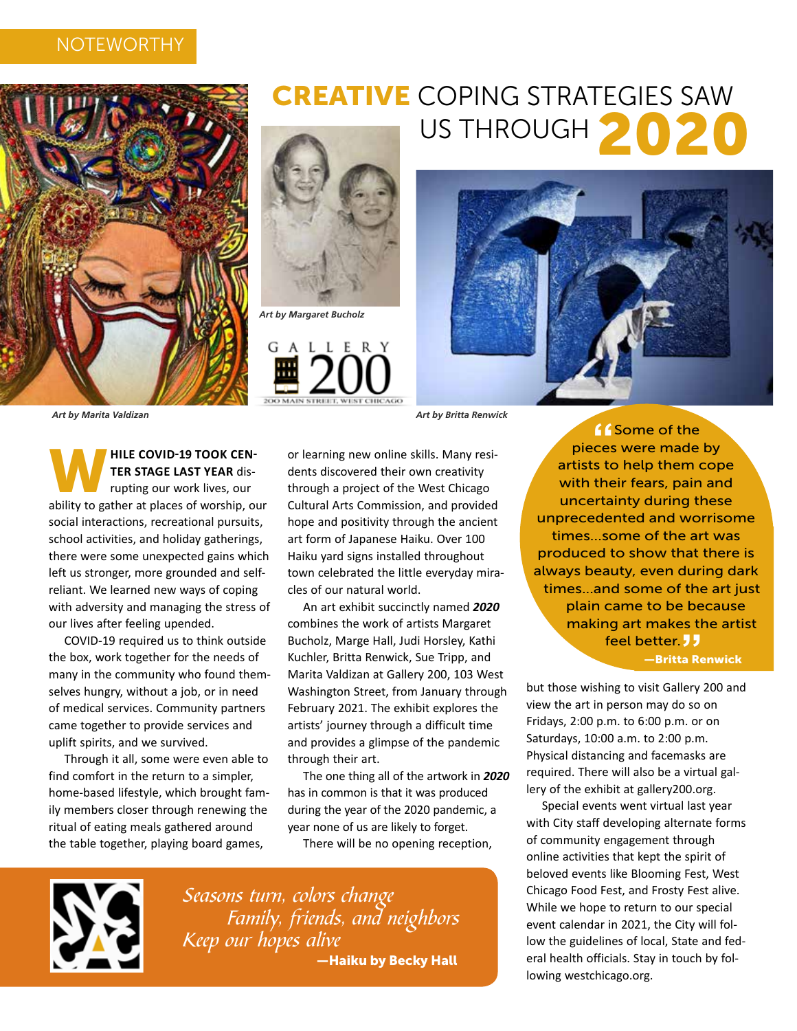NOTEWORTHY

# CREATIVE COPING STRATEGIES SAW US THROUGH 2020

*Art by Marita Valdizan*

*Art by Margaret Bucholz*

GALLERY 200

200 MAIN STREET, WEST CHICAGO

*Art by Britta Renwick*

**WHILE COVID-19 TOOK CENTER STAGE LAST YEAR** disrupting our work lives, our ability to gather at places of worship, our social interactions, recreational pursuits, school activities, and holiday gatherings, there were some unexpected gains which left us stronger, more grounded and self-reliant. We learned new ways of coping with adversity and managing the stress of our lives after feeling upended.

COVID-19 required us to think outside the box, work together for the needs of many in the community who found themselves hungry, without a job, or in need of medical services. Community partners came together to provide services and uplift spirits, and we survived.

Through it all, some were even able to find comfort in the return to a simpler, home-based lifestyle, which brought family members closer through renewing the ritual of eating meals gathered around the table together, playing board games, or learning new online skills. Many residents discovered their own creativity through a project of the West Chicago Cultural Arts Commission, and provided hope and positivity through the ancient art form of Japanese Haiku. Over 100 Haiku yard signs installed throughout town celebrated the little everyday miracles of our natural world.

An art exhibit succinctly named ***2020*** combines the work of artists Margaret Bucholz, Marge Hall, Judi Horsley, Kathi Kuchler, Britta Renwick, Sue Tripp, and Marita Valdizan at Gallery 200, 103 West Washington Street, from January through February 2021. The exhibit explores the artists' journey through a difficult time and provides a glimpse of the pandemic through their art.

The one thing all of the artwork in ***2020*** has in common is that it was produced during the year of the 2020 pandemic, a year none of us are likely to forget.

There will be no opening reception, but those wishing to visit Gallery 200 and view the art in person may do so on Fridays, 2:00 p.m. to 6:00 p.m. or on Saturdays, 10:00 a.m. to 2:00 p.m. Physical distancing and facemasks are required. There will also be a virtual gallery of the exhibit at gallery200.org.

> "Some of the pieces were made by artists to help them cope with their fears, pain and uncertainty during these unprecedented and worrisome times...some of the art was produced to show that there is always beauty, even during dark times...and some of the art just plain came to be because making art makes the artist feel better."
>
> **—Britta Renwick**

Special events went virtual last year with City staff developing alternate forms of community engagement through online activities that kept the spirit of beloved events like Blooming Fest, West Chicago Food Fest, and Frosty Fest alive. While we hope to return to our special event calendar in 2021, the City will follow the guidelines of local, State and federal health officials. Stay in touch by following westchicago.org.

*Seasons turn, colors change*
*Family, friends, and neighbors*
*Keep our hopes alive*

**—Haiku by Becky Hall**